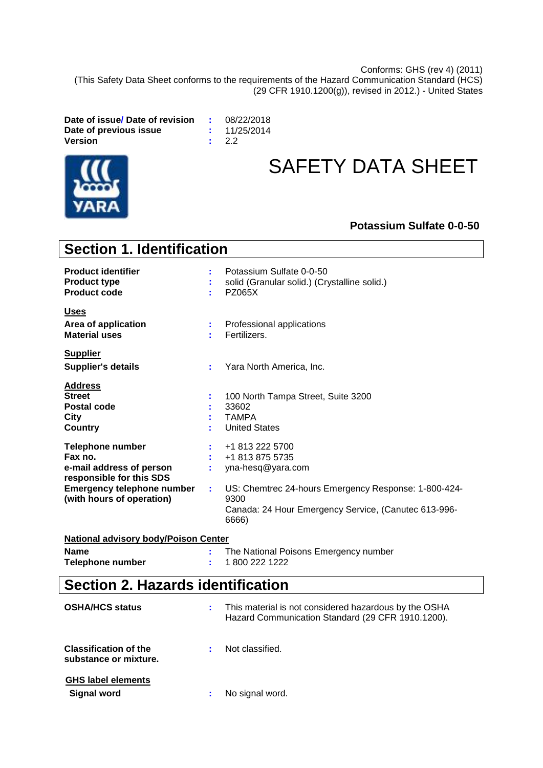Conforms: GHS (rev 4) (2011)
(This Safety Data Sheet conforms to the requirements of the Hazard Communication Standard (HCS) (29 CFR 1910.1200(g)), revised in 2012.) - United States

**Date of issue/ Date of revision** : 08/22/2018
**Date of previous issue** : 11/25/2014
**Version** : 2.2

# SAFETY DATA SHEET

**Potassium Sulfate 0-0-50**

## Section 1. Identification

**Product identifier** : Potassium Sulfate 0-0-50
**Product type** : solid (Granular solid.) (Crystalline solid.)
**Product code** : PZ065X

**Uses**

**Area of application** : Professional applications
**Material uses** : Fertilizers.

**Supplier**

**Supplier's details** : Yara North America, Inc.

**Address**

**Street** : 100 North Tampa Street, Suite 3200
**Postal code** : 33602
**City** : TAMPA
**Country** : United States

**Telephone number** : +1 813 222 5700
**Fax no.** : +1 813 875 5735
**e-mail address of person responsible for this SDS** : yna-hesq@yara.com
**Emergency telephone number (with hours of operation)** : US: Chemtrec 24-hours Emergency Response: 1-800-424-9300
Canada: 24 Hour Emergency Service, (Canutec 613-996-6666)

**National advisory body/Poison Center**

**Name** : The National Poisons Emergency number
**Telephone number** : 1 800 222 1222

## Section 2. Hazards identification

**OSHA/HCS status** : This material is not considered hazardous by the OSHA Hazard Communication Standard (29 CFR 1910.1200).

**Classification of the substance or mixture.** : Not classified.

**GHS label elements**

**Signal word** : No signal word.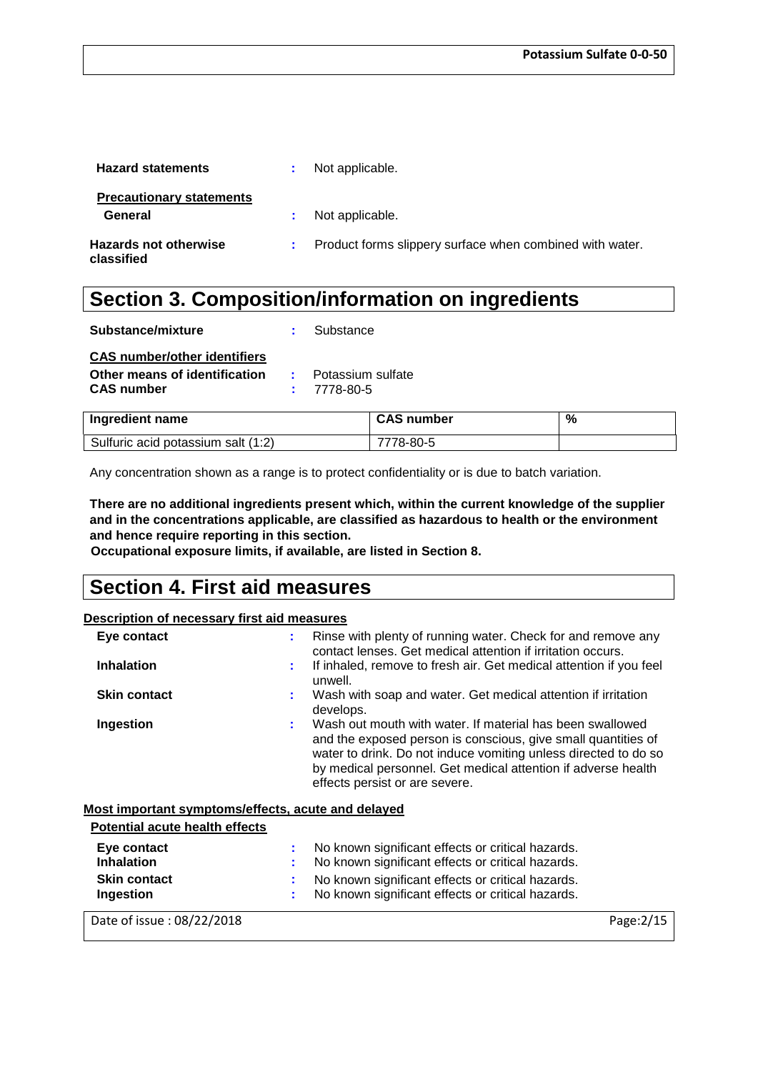**Hazard statements** : Not applicable.

**Precautionary statements**

**General** : Not applicable.

**Hazards not otherwise classified** : Product forms slippery surface when combined with water.

# Section 3. Composition/information on ingredients

**Substance/mixture** : Substance

**CAS number/other identifiers**

**Other means of identification** : Potassium sulfate

**CAS number** : 7778-80-5

| Ingredient name | CAS number | % |
|---|---|---|
| Sulfuric acid potassium salt (1:2) | 7778-80-5 | |

Any concentration shown as a range is to protect confidentiality or is due to batch variation.

**There are no additional ingredients present which, within the current knowledge of the supplier and in the concentrations applicable, are classified as hazardous to health or the environment and hence require reporting in this section.**

**Occupational exposure limits, if available, are listed in Section 8.**

# Section 4. First aid measures

**Description of necessary first aid measures**

**Eye contact** : Rinse with plenty of running water. Check for and remove any contact lenses. Get medical attention if irritation occurs.

**Inhalation** : If inhaled, remove to fresh air. Get medical attention if you feel unwell.

**Skin contact** : Wash with soap and water. Get medical attention if irritation develops.

**Ingestion** : Wash out mouth with water. If material has been swallowed and the exposed person is conscious, give small quantities of water to drink. Do not induce vomiting unless directed to do so by medical personnel. Get medical attention if adverse health effects persist or are severe.

**Most important symptoms/effects, acute and delayed**

**Potential acute health effects**

**Eye contact** : No known significant effects or critical hazards.

**Inhalation** : No known significant effects or critical hazards.

**Skin contact** : No known significant effects or critical hazards.

**Ingestion** : No known significant effects or critical hazards.

Date of issue : 08/22/2018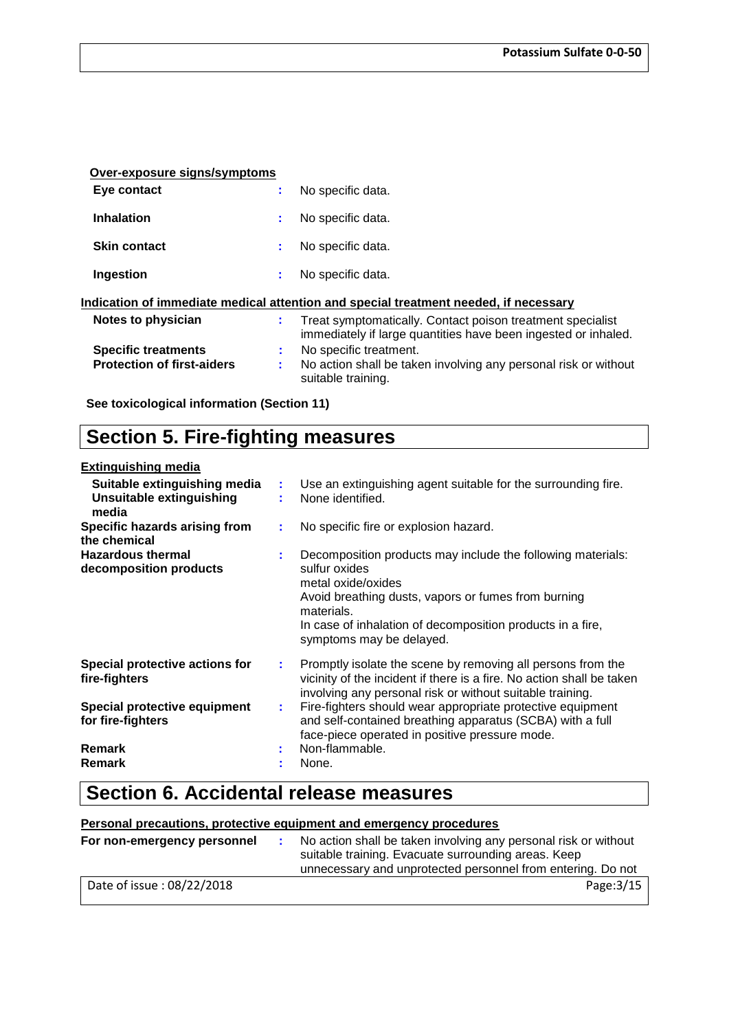**Over-exposure signs/symptoms**

| | | |
|---|---|---|
| **Eye contact** | : | No specific data. |
| **Inhalation** | : | No specific data. |
| **Skin contact** | : | No specific data. |
| **Ingestion** | : | No specific data. |

**Indication of immediate medical attention and special treatment needed, if necessary**

| | | |
|---|---|---|
| **Notes to physician** | : | Treat symptomatically. Contact poison treatment specialist immediately if large quantities have been ingested or inhaled. |
| **Specific treatments** | : | No specific treatment. |
| **Protection of first-aiders** | : | No action shall be taken involving any personal risk or without suitable training. |

**See toxicological information (Section 11)**

# Section 5. Fire-fighting measures

**Extinguishing media**

| | | |
|---|---|---|
| **Suitable extinguishing media** | : | Use an extinguishing agent suitable for the surrounding fire. |
| **Unsuitable extinguishing media** | : | None identified. |
| **Specific hazards arising from the chemical** | : | No specific fire or explosion hazard. |
| **Hazardous thermal decomposition products** | : | Decomposition products may include the following materials: sulfur oxides metal oxide/oxides Avoid breathing dusts, vapors or fumes from burning materials. In case of inhalation of decomposition products in a fire, symptoms may be delayed. |
| **Special protective actions for fire-fighters** | : | Promptly isolate the scene by removing all persons from the vicinity of the incident if there is a fire. No action shall be taken involving any personal risk or without suitable training. |
| **Special protective equipment for fire-fighters** | : | Fire-fighters should wear appropriate protective equipment and self-contained breathing apparatus (SCBA) with a full face-piece operated in positive pressure mode. |
| **Remark** | : | Non-flammable. |
| **Remark** | : | None. |

# Section 6. Accidental release measures

**Personal precautions, protective equipment and emergency procedures**

| | | |
|---|---|---|
| **For non-emergency personnel** | : | No action shall be taken involving any personal risk or without suitable training. Evacuate surrounding areas. Keep unnecessary and unprotected personnel from entering. Do not |

Date of issue : 08/22/2018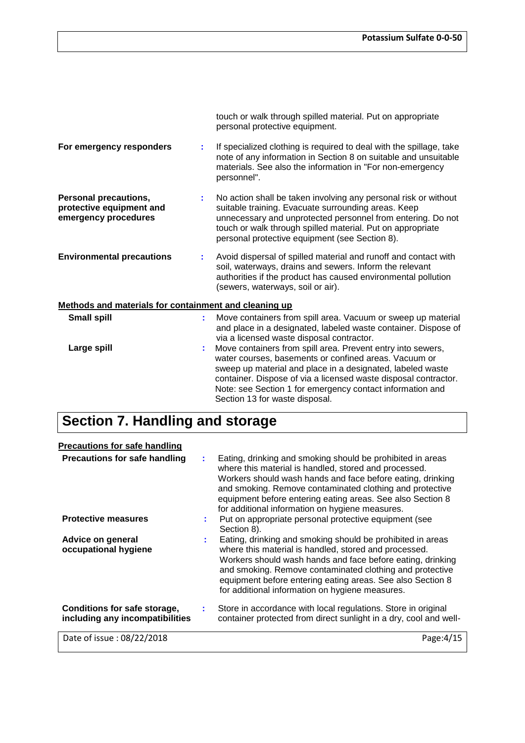touch or walk through spilled material. Put on appropriate personal protective equipment.

**For emergency responders** : If specialized clothing is required to deal with the spillage, take note of any information in Section 8 on suitable and unsuitable materials. See also the information in "For non-emergency personnel".

**Personal precautions, protective equipment and emergency procedures** : No action shall be taken involving any personal risk or without suitable training. Evacuate surrounding areas. Keep unnecessary and unprotected personnel from entering. Do not touch or walk through spilled material. Put on appropriate personal protective equipment (see Section 8).

**Environmental precautions** : Avoid dispersal of spilled material and runoff and contact with soil, waterways, drains and sewers. Inform the relevant authorities if the product has caused environmental pollution (sewers, waterways, soil or air).

**Methods and materials for containment and cleaning up**

**Small spill** : Move containers from spill area. Vacuum or sweep up material and place in a designated, labeled waste container. Dispose of via a licensed waste disposal contractor.

**Large spill** : Move containers from spill area. Prevent entry into sewers, water courses, basements or confined areas. Vacuum or sweep up material and place in a designated, labeled waste container. Dispose of via a licensed waste disposal contractor. Note: see Section 1 for emergency contact information and Section 13 for waste disposal.

# Section 7. Handling and storage

**Precautions for safe handling**

**Precautions for safe handling** : Eating, drinking and smoking should be prohibited in areas where this material is handled, stored and processed. Workers should wash hands and face before eating, drinking and smoking. Remove contaminated clothing and protective equipment before entering eating areas. See also Section 8 for additional information on hygiene measures.

**Protective measures** : Put on appropriate personal protective equipment (see Section 8).

**Advice on general occupational hygiene** : Eating, drinking and smoking should be prohibited in areas where this material is handled, stored and processed. Workers should wash hands and face before eating, drinking and smoking. Remove contaminated clothing and protective equipment before entering eating areas. See also Section 8 for additional information on hygiene measures.

**Conditions for safe storage, including any incompatibilities** : Store in accordance with local regulations. Store in original container protected from direct sunlight in a dry, cool and well-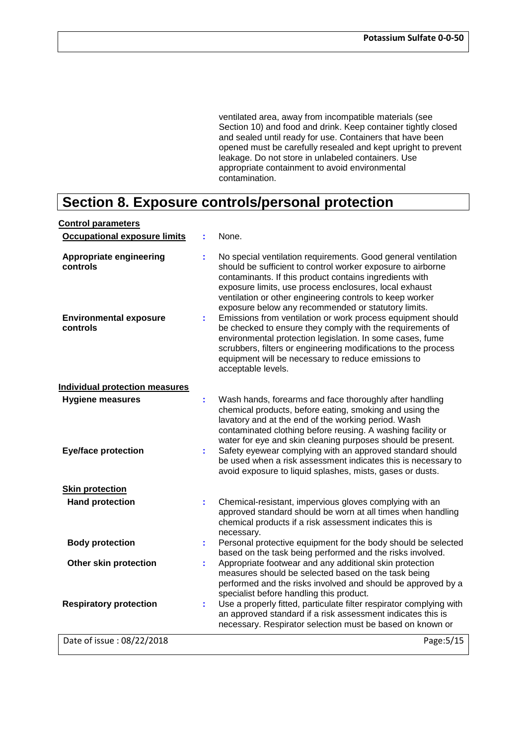ventilated area, away from incompatible materials (see Section 10) and food and drink. Keep container tightly closed and sealed until ready for use. Containers that have been opened must be carefully resealed and kept upright to prevent leakage. Do not store in unlabeled containers. Use appropriate containment to avoid environmental contamination.

# Section 8. Exposure controls/personal protection

**Control parameters**

**Occupational exposure limits** : None.

**Appropriate engineering controls** : No special ventilation requirements. Good general ventilation should be sufficient to control worker exposure to airborne contaminants. If this product contains ingredients with exposure limits, use process enclosures, local exhaust ventilation or other engineering controls to keep worker exposure below any recommended or statutory limits.

**Environmental exposure controls** : Emissions from ventilation or work process equipment should be checked to ensure they comply with the requirements of environmental protection legislation. In some cases, fume scrubbers, filters or engineering modifications to the process equipment will be necessary to reduce emissions to acceptable levels.

**Individual protection measures**

**Hygiene measures** : Wash hands, forearms and face thoroughly after handling chemical products, before eating, smoking and using the lavatory and at the end of the working period. Wash contaminated clothing before reusing. A washing facility or water for eye and skin cleaning purposes should be present.

**Eye/face protection** : Safety eyewear complying with an approved standard should be used when a risk assessment indicates this is necessary to avoid exposure to liquid splashes, mists, gases or dusts.

**Skin protection**

**Hand protection** : Chemical-resistant, impervious gloves complying with an approved standard should be worn at all times when handling chemical products if a risk assessment indicates this is necessary.

**Body protection** : Personal protective equipment for the body should be selected based on the task being performed and the risks involved.

**Other skin protection** : Appropriate footwear and any additional skin protection measures should be selected based on the task being performed and the risks involved and should be approved by a specialist before handling this product.

**Respiratory protection** : Use a properly fitted, particulate filter respirator complying with an approved standard if a risk assessment indicates this is necessary. Respirator selection must be based on known or

Date of issue : 08/22/2018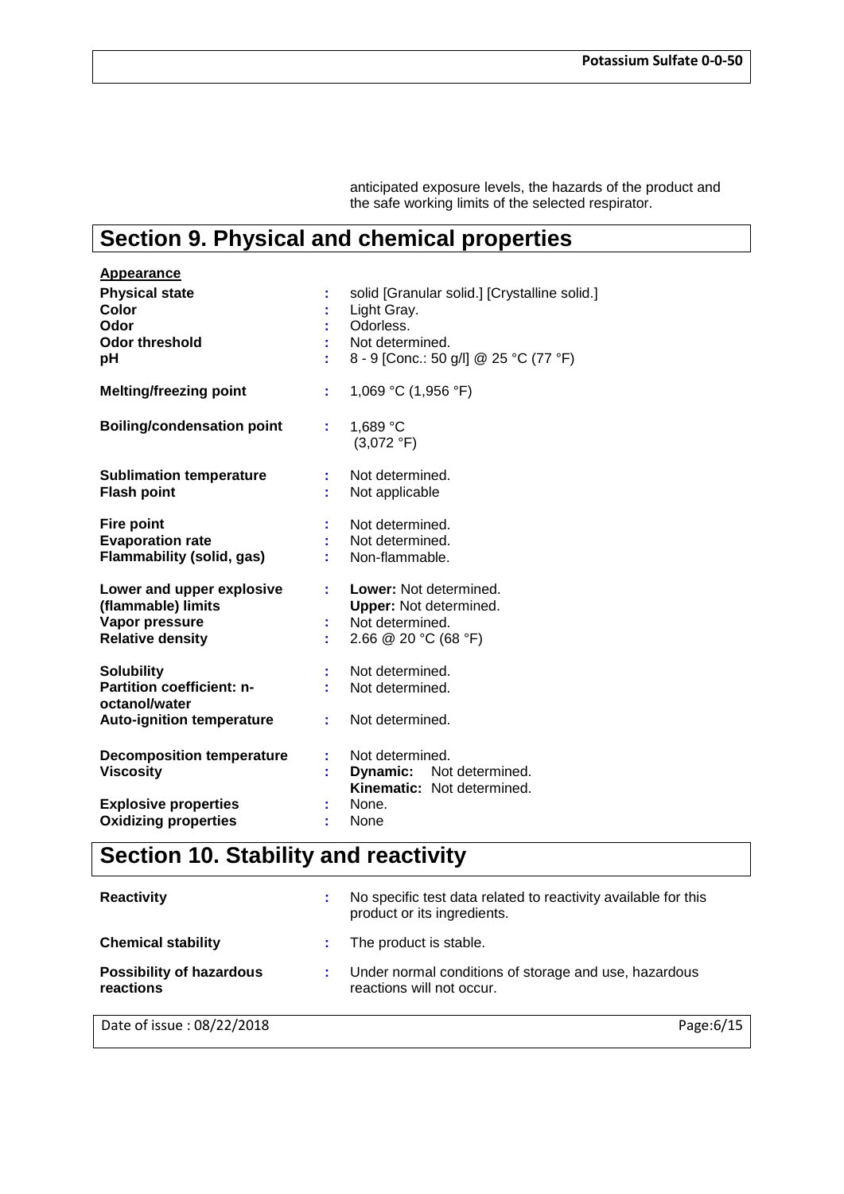anticipated exposure levels, the hazards of the product and the safe working limits of the selected respirator.

# Section 9. Physical and chemical properties

**Appearance**

| | | |
|---|---|---|
| **Physical state** | : | solid [Granular solid.] [Crystalline solid.] |
| **Color** | : | Light Gray. |
| **Odor** | : | Odorless. |
| **Odor threshold** | : | Not determined. |
| **pH** | : | 8 - 9 [Conc.: 50 g/l] @ 25 °C (77 °F) |
| **Melting/freezing point** | : | 1,069 °C (1,956 °F) |
| **Boiling/condensation point** | : | 1,689 °C (3,072 °F) |
| **Sublimation temperature** | : | Not determined. |
| **Flash point** | : | Not applicable |
| **Fire point** | : | Not determined. |
| **Evaporation rate** | : | Not determined. |
| **Flammability (solid, gas)** | : | Non-flammable. |
| **Lower and upper explosive (flammable) limits** | : | **Lower:** Not determined.<br>**Upper:** Not determined. |
| **Vapor pressure** | : | Not determined. |
| **Relative density** | : | 2.66 @ 20 °C (68 °F) |
| **Solubility** | : | Not determined. |
| **Partition coefficient: n-octanol/water** | : | Not determined. |
| **Auto-ignition temperature** | : | Not determined. |
| **Decomposition temperature** | : | Not determined. |
| **Viscosity** | : | **Dynamic:** Not determined.<br>**Kinematic:** Not determined. |
| **Explosive properties** | : | None. |
| **Oxidizing properties** | : | None |

# Section 10. Stability and reactivity

| | | |
|---|---|---|
| **Reactivity** | : | No specific test data related to reactivity available for this product or its ingredients. |
| **Chemical stability** | : | The product is stable. |
| **Possibility of hazardous reactions** | : | Under normal conditions of storage and use, hazardous reactions will not occur. |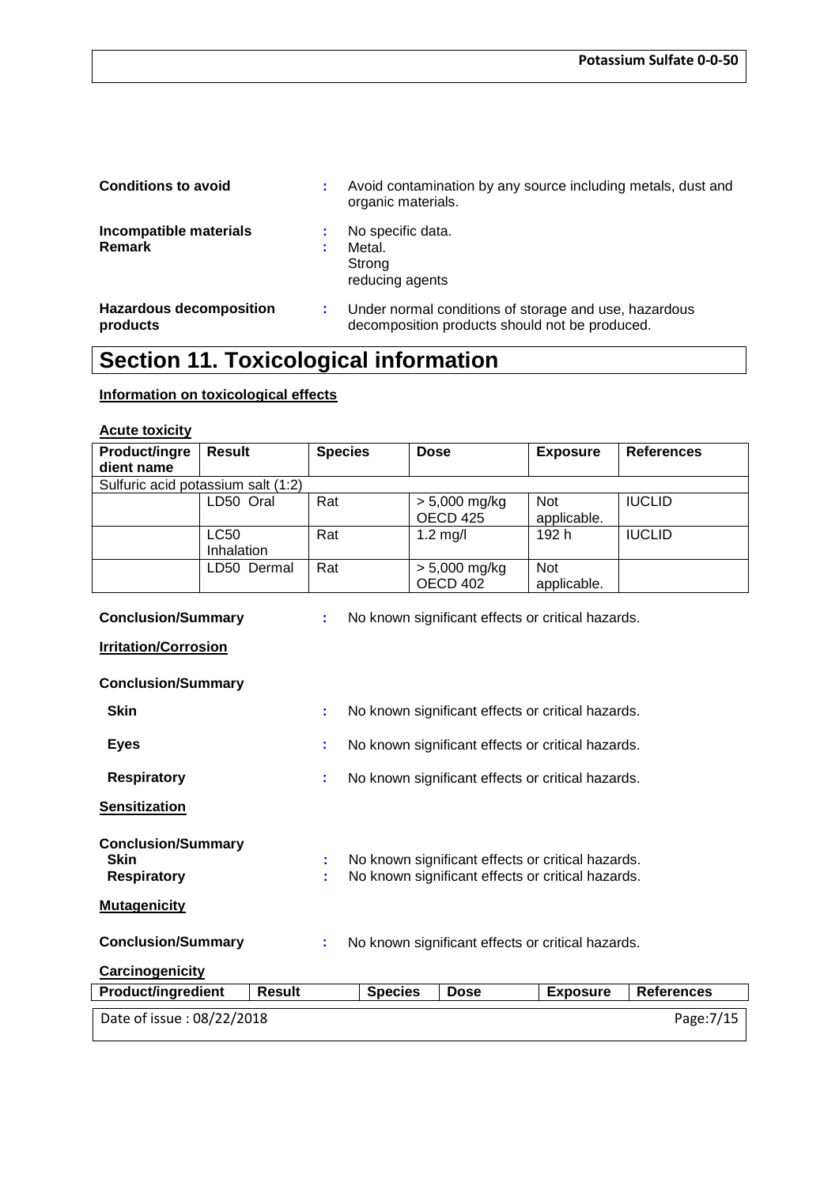| | | |
|---|---|---|
| **Conditions to avoid** | : | Avoid contamination by any source including metals, dust and organic materials. |
| **Incompatible materials** | : | No specific data. |
| **Remark** | : | Metal. Strong reducing agents |
| **Hazardous decomposition products** | : | Under normal conditions of storage and use, hazardous decomposition products should not be produced. |

# Section 11. Toxicological information

**Information on toxicological effects**

**Acute toxicity**

| Product/ingredient name | Result | Species | Dose | Exposure | References |
|---|---|---|---|---|---|
| Sulfuric acid potassium salt (1:2) | | | | | |
| | LD50 Oral | Rat | > 5,000 mg/kg OECD 425 | Not applicable. | IUCLID |
| | LC50 Inhalation | Rat | 1.2 mg/l | 192 h | IUCLID |
| | LD50 Dermal | Rat | > 5,000 mg/kg OECD 402 | Not applicable. | |

**Conclusion/Summary** : No known significant effects or critical hazards.

**Irritation/Corrosion**

**Conclusion/Summary**

**Skin** : No known significant effects or critical hazards.

**Eyes** : No known significant effects or critical hazards.

**Respiratory** : No known significant effects or critical hazards.

**Sensitization**

**Conclusion/Summary**

**Skin** : No known significant effects or critical hazards.

**Respiratory** : No known significant effects or critical hazards.

**Mutagenicity**

**Conclusion/Summary** : No known significant effects or critical hazards.

**Carcinogenicity**

| Product/ingredient | Result | Species | Dose | Exposure | References |
|---|---|---|---|---|---|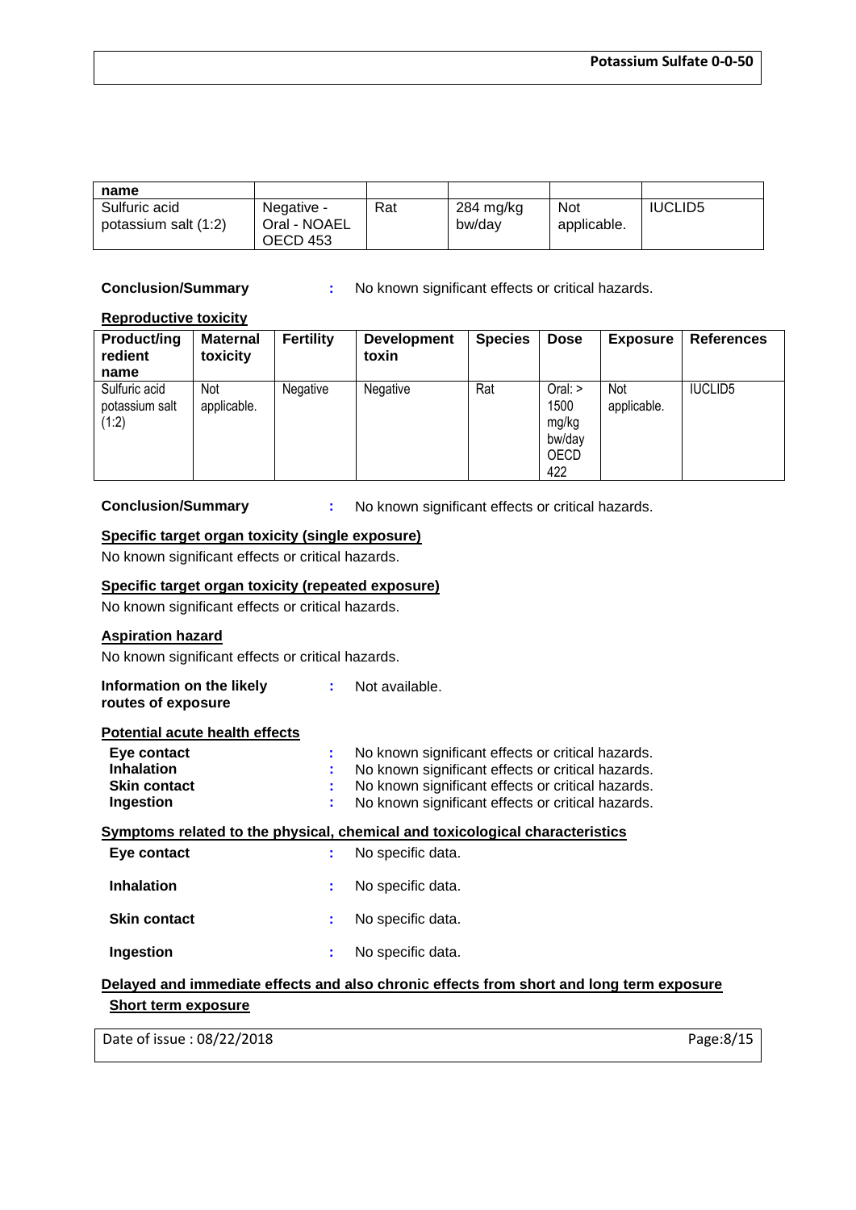| name | | | | | |
|---|---|---|---|---|---|
| Sulfuric acid potassium salt (1:2) | Negative - Oral - NOAEL OECD 453 | Rat | 284 mg/kg bw/day | Not applicable. | IUCLID5 |

**Conclusion/Summary** : No known significant effects or critical hazards.

**Reproductive toxicity**

| Product/ingredient name | Maternal toxicity | Fertility | Development toxin | Species | Dose | Exposure | References |
|---|---|---|---|---|---|---|---|
| Sulfuric acid potassium salt (1:2) | Not applicable. | Negative | Negative | Rat | Oral: > 1500 mg/kg bw/day OECD 422 | Not applicable. | IUCLID5 |

**Conclusion/Summary** : No known significant effects or critical hazards.

**Specific target organ toxicity (single exposure)**

No known significant effects or critical hazards.

**Specific target organ toxicity (repeated exposure)**

No known significant effects or critical hazards.

**Aspiration hazard**

No known significant effects or critical hazards.

**Information on the likely routes of exposure** : Not available.

**Potential acute health effects**

**Eye contact** : No known significant effects or critical hazards.
**Inhalation** : No known significant effects or critical hazards.
**Skin contact** : No known significant effects or critical hazards.
**Ingestion** : No known significant effects or critical hazards.

**Symptoms related to the physical, chemical and toxicological characteristics**

**Eye contact** : No specific data.

**Inhalation** : No specific data.

**Skin contact** : No specific data.

**Ingestion** : No specific data.

**Delayed and immediate effects and also chronic effects from short and long term exposure**

**Short term exposure**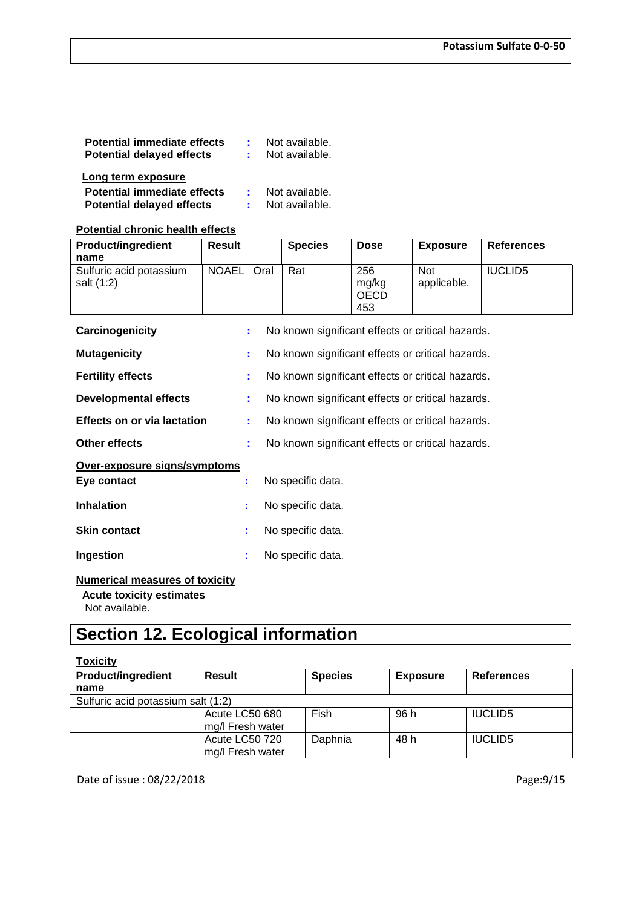**Potential immediate effects** : Not available.
**Potential delayed effects** : Not available.

**Long term exposure**

**Potential immediate effects** : Not available.
**Potential delayed effects** : Not available.

**Potential chronic health effects**

| Product/ingredient name | Result | Species | Dose | Exposure | References |
|---|---|---|---|---|---|
| Sulfuric acid potassium salt (1:2) | NOAEL Oral | Rat | 256 mg/kg OECD 453 | Not applicable. | IUCLID5 |

**Carcinogenicity** : No known significant effects or critical hazards.

**Mutagenicity** : No known significant effects or critical hazards.

**Fertility effects** : No known significant effects or critical hazards.

**Developmental effects** : No known significant effects or critical hazards.

**Effects on or via lactation** : No known significant effects or critical hazards.

**Other effects** : No known significant effects or critical hazards.

**Over-exposure signs/symptoms**

**Eye contact** : No specific data.

**Inhalation** : No specific data.

**Skin contact** : No specific data.

**Ingestion** : No specific data.

**Numerical measures of toxicity**

**Acute toxicity estimates**

Not available.

# Section 12. Ecological information

**Toxicity**

| Product/ingredient name | Result | Species | Exposure | References |
|---|---|---|---|---|
| Sulfuric acid potassium salt (1:2) | | | | |
| | Acute LC50 680 mg/l Fresh water | Fish | 96 h | IUCLID5 |
| | Acute LC50 720 mg/l Fresh water | Daphnia | 48 h | IUCLID5 |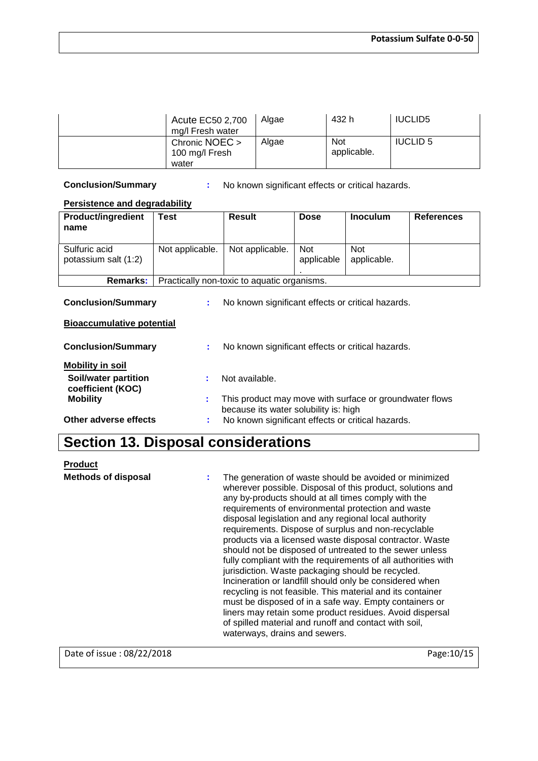| | | | | |
|---|---|---|---|---|
| | Acute EC50 2,700 mg/l Fresh water | Algae | 432 h | IUCLID5 |
| | Chronic NOEC > 100 mg/l Fresh water | Algae | Not applicable. | IUCLID 5 |

**Conclusion/Summary** : No known significant effects or critical hazards.

**Persistence and degradability**

| Product/ingredient name | Test | Result | Dose | Inoculum | References |
|---|---|---|---|---|---|
| Sulfuric acid potassium salt (1:2) | Not applicable. | Not applicable. | Not applicable. | Not applicable. | |
| **Remarks:** | Practically non-toxic to aquatic organisms. | | | | |

**Conclusion/Summary** : No known significant effects or critical hazards.

**Bioaccumulative potential**

**Conclusion/Summary** : No known significant effects or critical hazards.

**Mobility in soil**

**Soil/water partition coefficient (KOC)** : Not available.

**Mobility** : This product may move with surface or groundwater flows because its water solubility is: high

**Other adverse effects** : No known significant effects or critical hazards.

# Section 13. Disposal considerations

**Product**

**Methods of disposal** : The generation of waste should be avoided or minimized wherever possible. Disposal of this product, solutions and any by-products should at all times comply with the requirements of environmental protection and waste disposal legislation and any regional local authority requirements. Dispose of surplus and non-recyclable products via a licensed waste disposal contractor. Waste should not be disposed of untreated to the sewer unless fully compliant with the requirements of all authorities with jurisdiction. Waste packaging should be recycled. Incineration or landfill should only be considered when recycling is not feasible. This material and its container must be disposed of in a safe way. Empty containers or liners may retain some product residues. Avoid dispersal of spilled material and runoff and contact with soil, waterways, drains and sewers.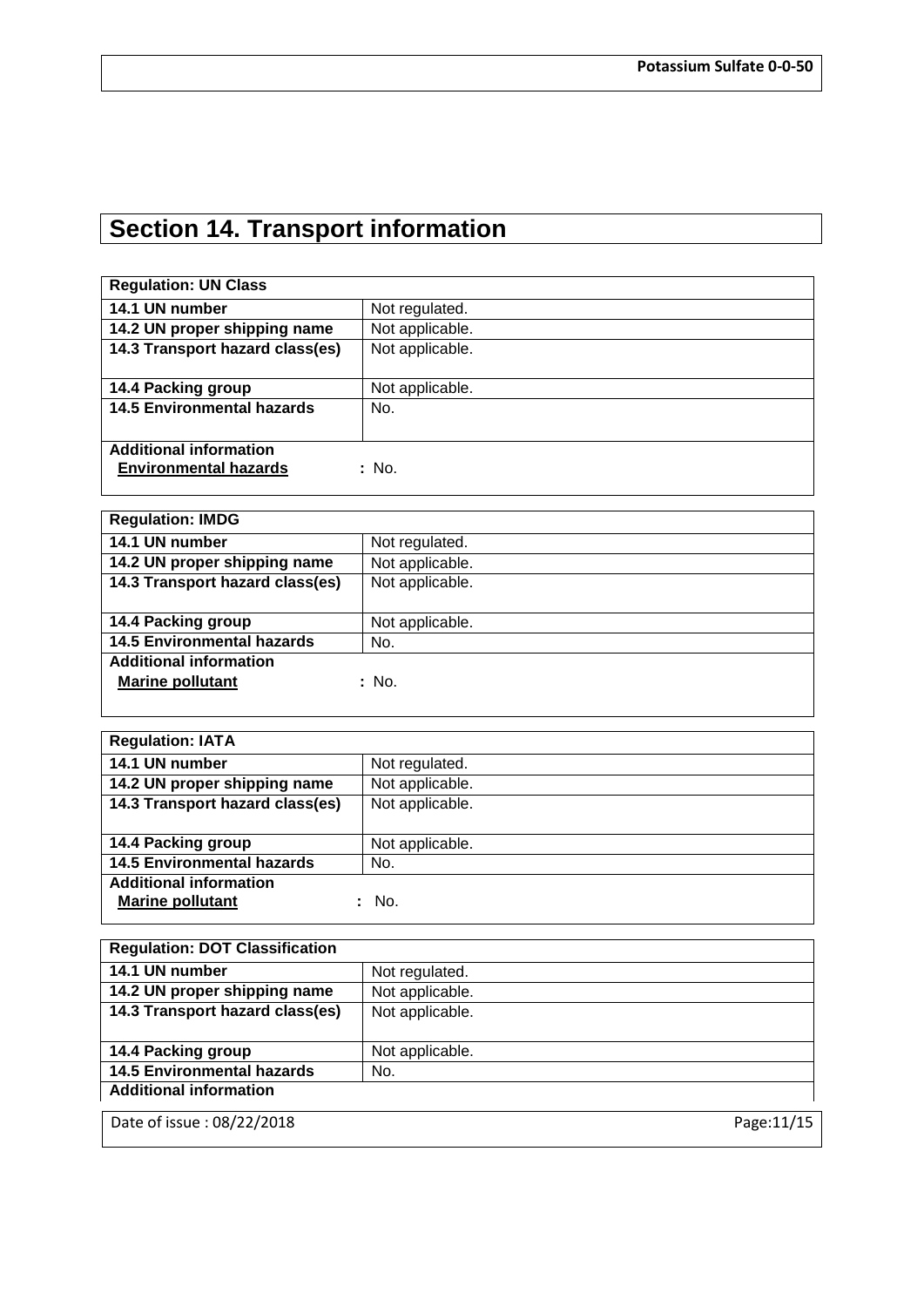# Section 14. Transport information

| Regulation: UN Class | |
|---|---|
| **14.1 UN number** | Not regulated. |
| **14.2 UN proper shipping name** | Not applicable. |
| **14.3 Transport hazard class(es)** | Not applicable. |
| **14.4 Packing group** | Not applicable. |
| **14.5 Environmental hazards** | No. |
| **Additional information** | |
| **Environmental hazards** | : No. |

| Regulation: IMDG | |
|---|---|
| **14.1 UN number** | Not regulated. |
| **14.2 UN proper shipping name** | Not applicable. |
| **14.3 Transport hazard class(es)** | Not applicable. |
| **14.4 Packing group** | Not applicable. |
| **14.5 Environmental hazards** | No. |
| **Additional information** | |
| **Marine pollutant** | : No. |

| Regulation: IATA | |
|---|---|
| **14.1 UN number** | Not regulated. |
| **14.2 UN proper shipping name** | Not applicable. |
| **14.3 Transport hazard class(es)** | Not applicable. |
| **14.4 Packing group** | Not applicable. |
| **14.5 Environmental hazards** | No. |
| **Additional information** | |
| **Marine pollutant** | : No. |

| Regulation: DOT Classification | |
|---|---|
| **14.1 UN number** | Not regulated. |
| **14.2 UN proper shipping name** | Not applicable. |
| **14.3 Transport hazard class(es)** | Not applicable. |
| **14.4 Packing group** | Not applicable. |
| **14.5 Environmental hazards** | No. |
| **Additional information** | |

Date of issue : 08/22/2018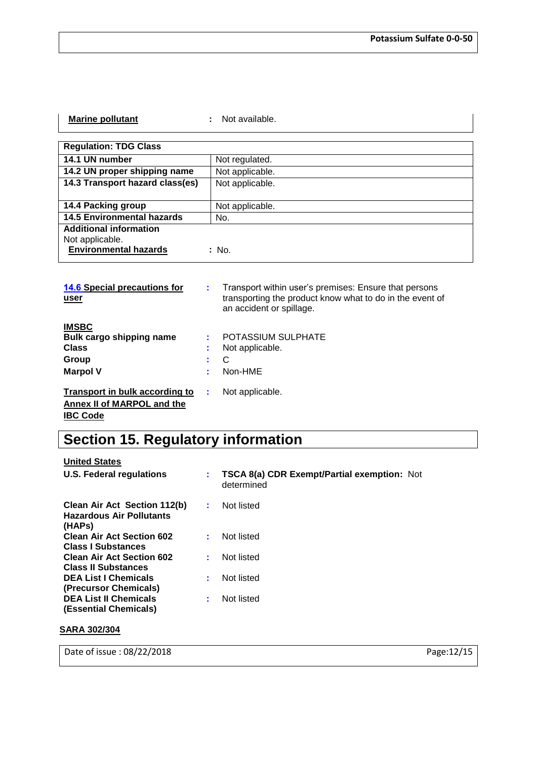**Marine pollutant** : Not available.

| Regulation: TDG Class | |
|---|---|
| **14.1 UN number** | Not regulated. |
| **14.2 UN proper shipping name** | Not applicable. |
| **14.3 Transport hazard class(es)** | Not applicable. |
| **14.4 Packing group** | Not applicable. |
| **14.5 Environmental hazards** | No. |
| **Additional information**<br>Not applicable.<br>**Environmental hazards** : No. | |

**14.6 Special precautions for user** : Transport within user's premises: Ensure that persons transporting the product know what to do in the event of an accident or spillage.

**IMSBC**

**Bulk cargo shipping name** : POTASSIUM SULPHATE

**Class** : Not applicable.

**Group** : C

**Marpol V** : Non-HME

**Transport in bulk according to Annex II of MARPOL and the IBC Code** : Not applicable.

# Section 15. Regulatory information

**United States**

**U.S. Federal regulations** : **TSCA 8(a) CDR Exempt/Partial exemption:** Not determined

**Clean Air Act Section 112(b) Hazardous Air Pollutants (HAPs)** : Not listed

**Clean Air Act Section 602 Class I Substances** : Not listed

**Clean Air Act Section 602 Class II Substances** : Not listed

**DEA List I Chemicals (Precursor Chemicals)** : Not listed

**DEA List II Chemicals (Essential Chemicals)** : Not listed

**SARA 302/304**

Date of issue : 08/22/2018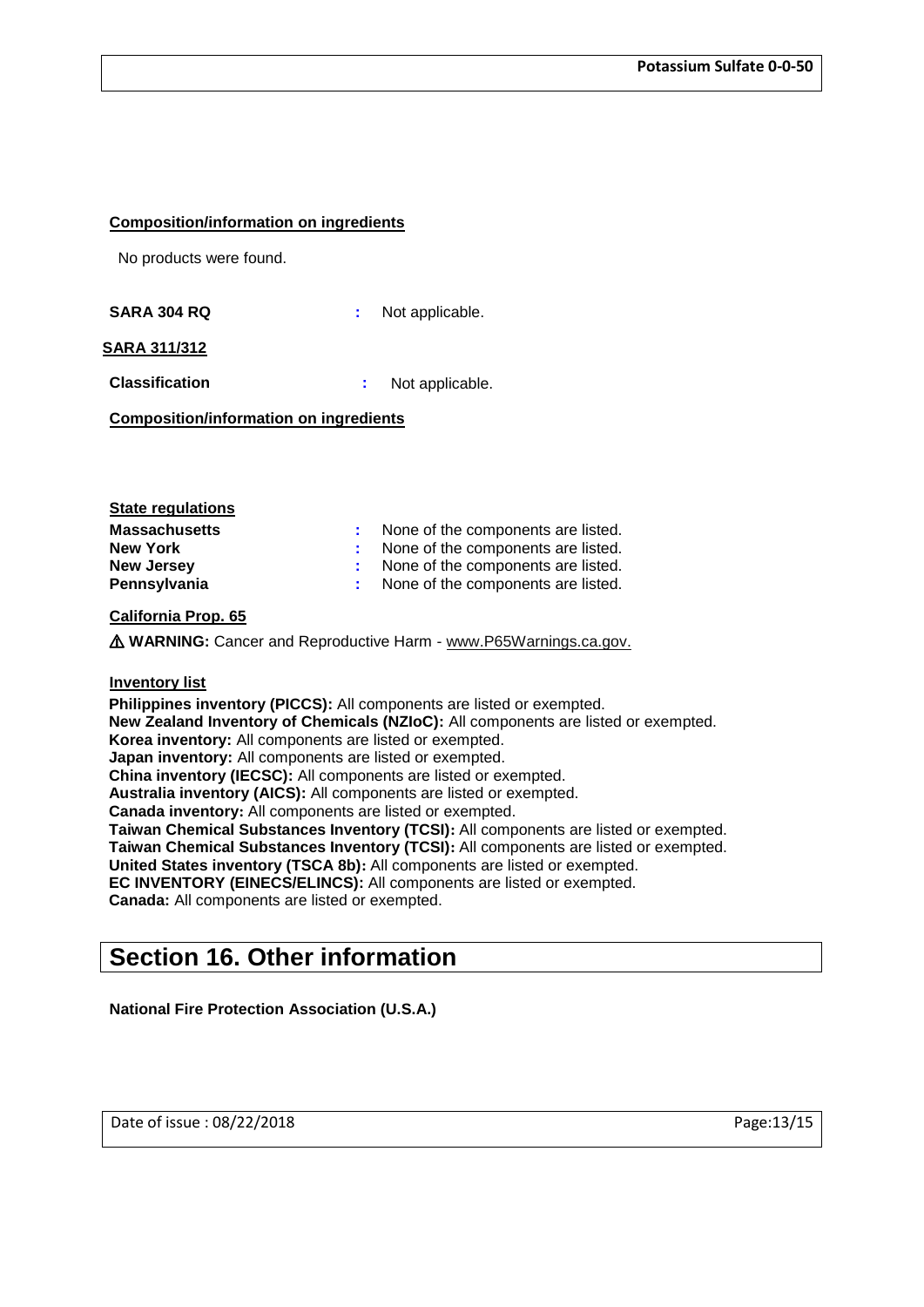**Composition/information on ingredients**

No products were found.

**SARA 304 RQ** : Not applicable.

**SARA 311/312**

**Classification** : Not applicable.

**Composition/information on ingredients**

**State regulations**

| | |
|---|---|
| **Massachusetts** | : None of the components are listed. |
| **New York** | : None of the components are listed. |
| **New Jersey** | : None of the components are listed. |
| **Pennsylvania** | : None of the components are listed. |

**California Prop. 65**

⚠ **WARNING:** Cancer and Reproductive Harm - www.P65Warnings.ca.gov.

**Inventory list**

**Philippines inventory (PICCS):** All components are listed or exempted.
**New Zealand Inventory of Chemicals (NZIoC):** All components are listed or exempted.
**Korea inventory:** All components are listed or exempted.
**Japan inventory:** All components are listed or exempted.
**China inventory (IECSC):** All components are listed or exempted.
**Australia inventory (AICS):** All components are listed or exempted.
**Canada inventory:** All components are listed or exempted.
**Taiwan Chemical Substances Inventory (TCSI):** All components are listed or exempted.
**Taiwan Chemical Substances Inventory (TCSI):** All components are listed or exempted.
**United States inventory (TSCA 8b):** All components are listed or exempted.
**EC INVENTORY (EINECS/ELINCS):** All components are listed or exempted.
**Canada:** All components are listed or exempted.

# Section 16. Other information

**National Fire Protection Association (U.S.A.)**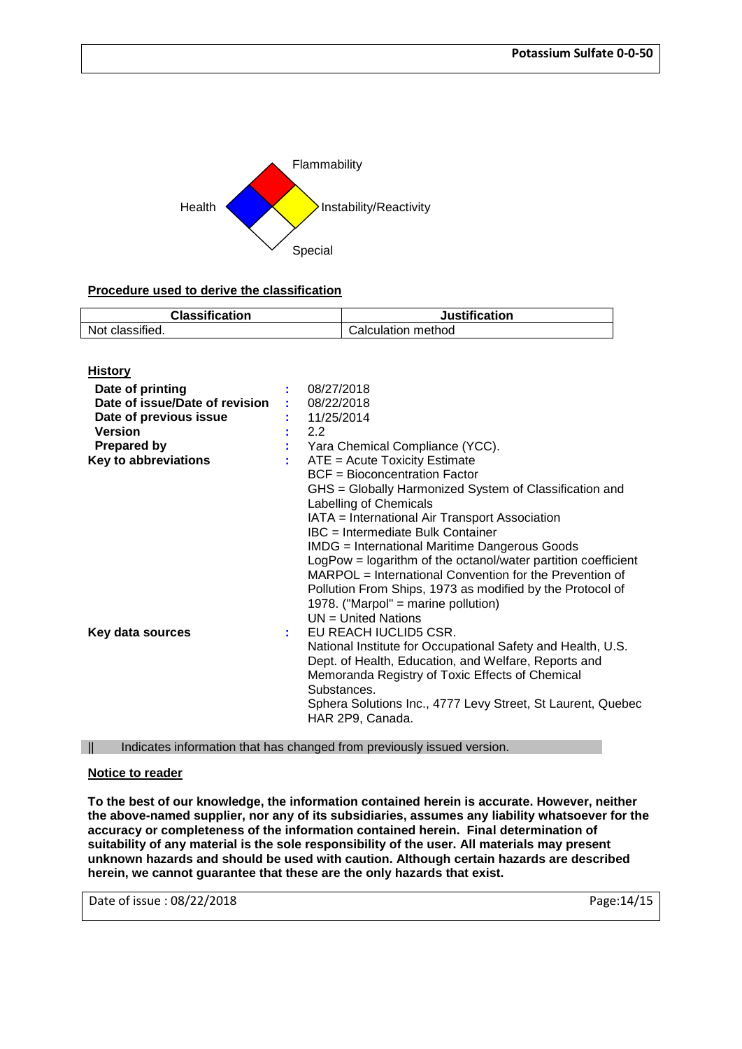Flammability

Health

Instability/Reactivity

Special

**Procedure used to derive the classification**

| Classification | Justification |
|---|---|
| Not classified. | Calculation method |

**History**

**Date of printing** : 08/27/2018

**Date of issue/Date of revision** : 08/22/2018

**Date of previous issue** : 11/25/2014

**Version** : 2.2

**Prepared by** : Yara Chemical Compliance (YCC).

**Key to abbreviations** : ATE = Acute Toxicity Estimate
BCF = Bioconcentration Factor
GHS = Globally Harmonized System of Classification and Labelling of Chemicals
IATA = International Air Transport Association
IBC = Intermediate Bulk Container
IMDG = International Maritime Dangerous Goods
LogPow = logarithm of the octanol/water partition coefficient
MARPOL = International Convention for the Prevention of Pollution From Ships, 1973 as modified by the Protocol of 1978. ("Marpol" = marine pollution)
UN = United Nations

**Key data sources** : EU REACH IUCLID5 CSR.
National Institute for Occupational Safety and Health, U.S. Dept. of Health, Education, and Welfare, Reports and Memoranda Registry of Toxic Effects of Chemical Substances.
Sphera Solutions Inc., 4777 Levy Street, St Laurent, Quebec HAR 2P9, Canada.

|| Indicates information that has changed from previously issued version.

**Notice to reader**

**To the best of our knowledge, the information contained herein is accurate. However, neither the above-named supplier, nor any of its subsidiaries, assumes any liability whatsoever for the accuracy or completeness of the information contained herein. Final determination of suitability of any material is the sole responsibility of the user. All materials may present unknown hazards and should be used with caution. Although certain hazards are described herein, we cannot guarantee that these are the only hazards that exist.**